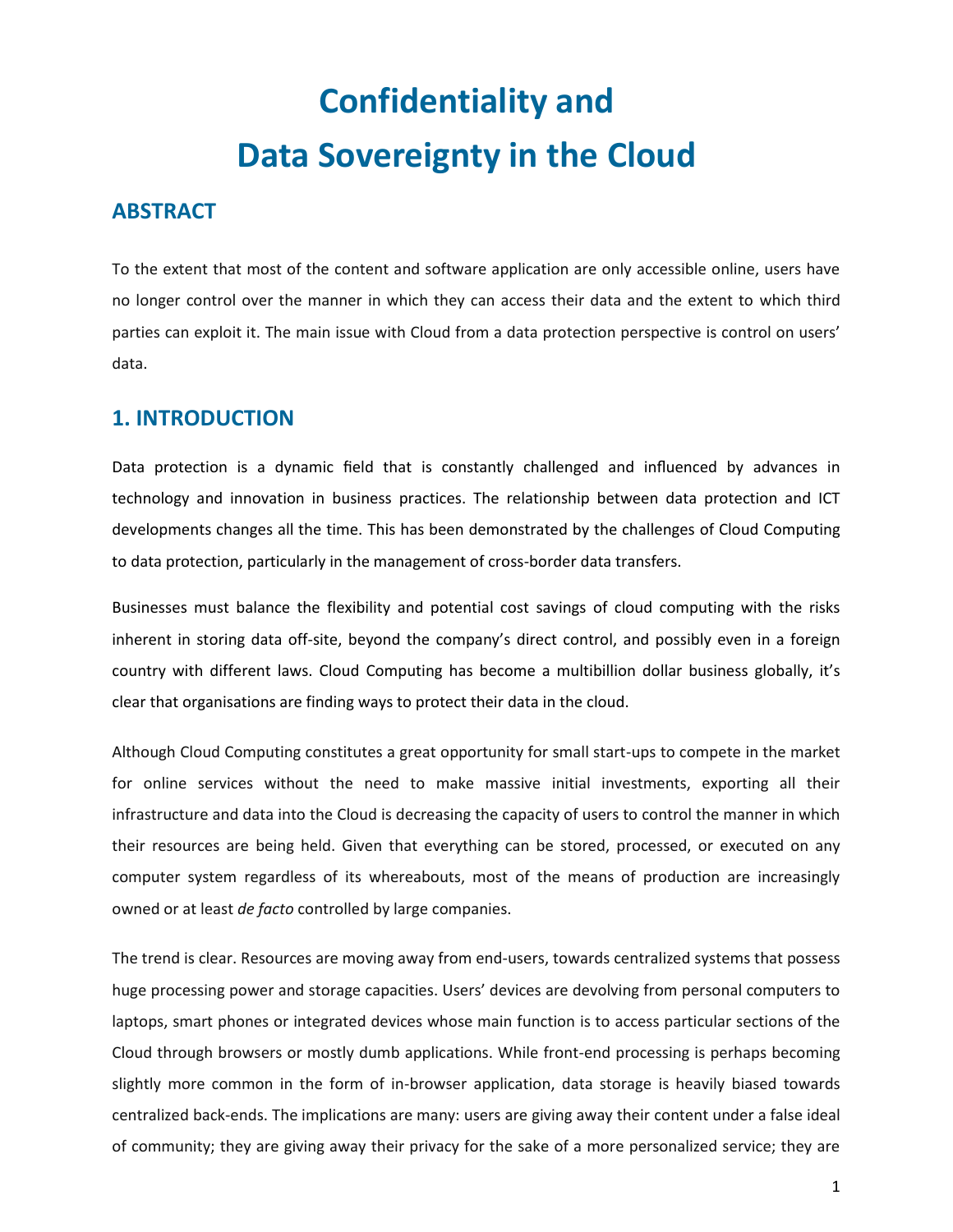# Confidentiality and Data Sovereignty in the Cloud

## ABSTRACT

To the extent that most of the content and software application are only accessible online, users have no longer control over the manner in which they can access their data and the extent to which third parties can exploit it. The main issue with Cloud from a data protection perspective is control on users' data.

## 1. INTRODUCTION

Data protection is a dynamic field that is constantly challenged and influenced by advances in technology and innovation in business practices. The relationship between data protection and ICT developments changes all the time. This has been demonstrated by the challenges of Cloud Computing to data protection, particularly in the management of cross-border data transfers.

Businesses must balance the flexibility and potential cost savings of cloud computing with the risks inherent in storing data off-site, beyond the company's direct control, and possibly even in a foreign country with different laws. Cloud Computing has become a multibillion dollar business globally, it's clear that organisations are finding ways to protect their data in the cloud.

Although Cloud Computing constitutes a great opportunity for small start-ups to compete in the market for online services without the need to make massive initial investments, exporting all their infrastructure and data into the Cloud is decreasing the capacity of users to control the manner in which their resources are being held. Given that everything can be stored, processed, or executed on any computer system regardless of its whereabouts, most of the means of production are increasingly owned or at least *de facto* controlled by large companies.

The trend is clear. Resources are moving away from end-users, towards centralized systems that possess huge processing power and storage capacities. Users' devices are devolving from personal computers to laptops, smart phones or integrated devices whose main function is to access particular sections of the Cloud through browsers or mostly dumb applications. While front-end processing is perhaps becoming slightly more common in the form of in-browser application, data storage is heavily biased towards centralized back-ends. The implications are many: users are giving away their content under a false ideal of community; they are giving away their privacy for the sake of a more personalized service; they are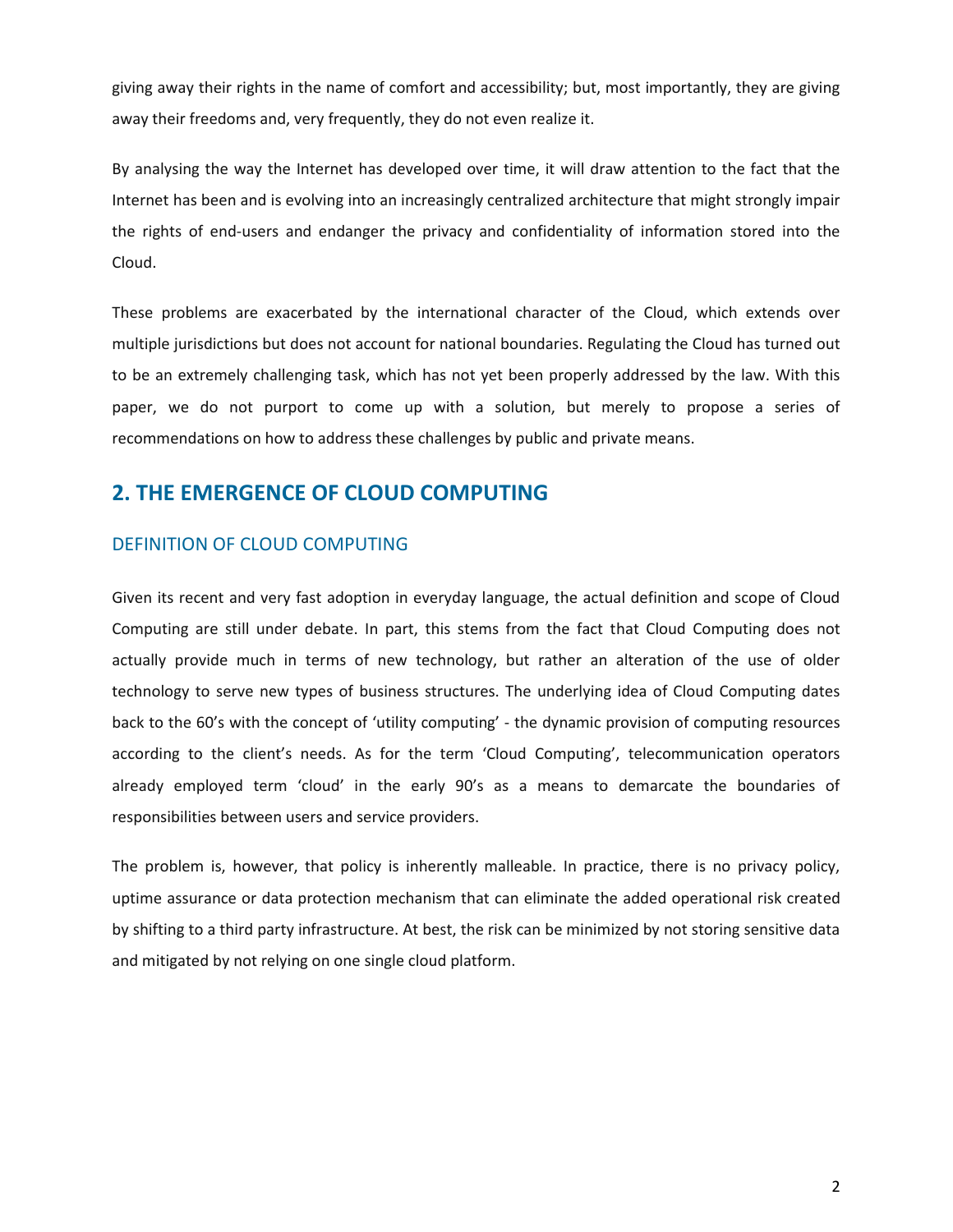giving away their rights in the name of comfort and accessibility; but, most importantly, they are giving away their freedoms and, very frequently, they do not even realize it.

By analysing the way the Internet has developed over time, it will draw attention to the fact that the Internet has been and is evolving into an increasingly centralized architecture that might strongly impair the rights of end-users and endanger the privacy and confidentiality of information stored into the Cloud.

These problems are exacerbated by the international character of the Cloud, which extends over multiple jurisdictions but does not account for national boundaries. Regulating the Cloud has turned out to be an extremely challenging task, which has not yet been properly addressed by the law. With this paper, we do not purport to come up with a solution, but merely to propose a series of recommendations on how to address these challenges by public and private means.

## 2. THE EMERGENCE OF CLOUD COMPUTING

### DEFINITION OF CLOUD COMPUTING

Given its recent and very fast adoption in everyday language, the actual definition and scope of Cloud Computing are still under debate. In part, this stems from the fact that Cloud Computing does not actually provide much in terms of new technology, but rather an alteration of the use of older technology to serve new types of business structures. The underlying idea of Cloud Computing dates back to the 60's with the concept of 'utility computing' - the dynamic provision of computing resources according to the client's needs. As for the term 'Cloud Computing', telecommunication operators already employed term 'cloud' in the early 90's as a means to demarcate the boundaries of responsibilities between users and service providers.

The problem is, however, that policy is inherently malleable. In practice, there is no privacy policy, uptime assurance or data protection mechanism that can eliminate the added operational risk created by shifting to a third party infrastructure. At best, the risk can be minimized by not storing sensitive data and mitigated by not relying on one single cloud platform.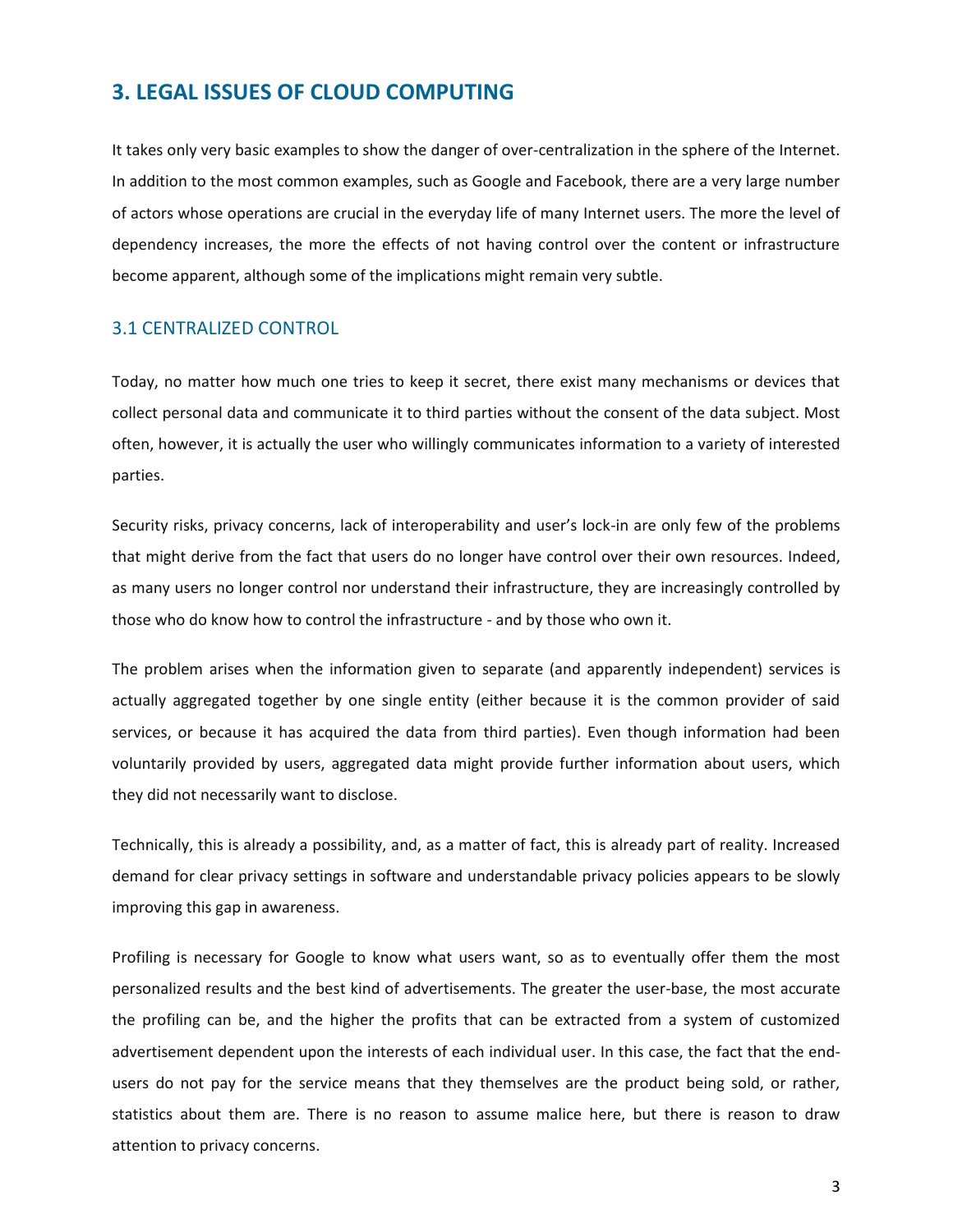## 3. LEGAL ISSUES OF CLOUD COMPUTING

It takes only very basic examples to show the danger of over-centralization in the sphere of the Internet. In addition to the most common examples, such as Google and Facebook, there are a very large number of actors whose operations are crucial in the everyday life of many Internet users. The more the level of dependency increases, the more the effects of not having control over the content or infrastructure become apparent, although some of the implications might remain very subtle.

### 3.1 CENTRALIZED CONTROL

Today, no matter how much one tries to keep it secret, there exist many mechanisms or devices that collect personal data and communicate it to third parties without the consent of the data subject. Most often, however, it is actually the user who willingly communicates information to a variety of interested parties.

Security risks, privacy concerns, lack of interoperability and user's lock-in are only few of the problems that might derive from the fact that users do no longer have control over their own resources. Indeed, as many users no longer control nor understand their infrastructure, they are increasingly controlled by those who do know how to control the infrastructure - and by those who own it.

The problem arises when the information given to separate (and apparently independent) services is actually aggregated together by one single entity (either because it is the common provider of said services, or because it has acquired the data from third parties). Even though information had been voluntarily provided by users, aggregated data might provide further information about users, which they did not necessarily want to disclose.

Technically, this is already a possibility, and, as a matter of fact, this is already part of reality. Increased demand for clear privacy settings in software and understandable privacy policies appears to be slowly improving this gap in awareness.

Profiling is necessary for Google to know what users want, so as to eventually offer them the most personalized results and the best kind of advertisements. The greater the user-base, the most accurate the profiling can be, and the higher the profits that can be extracted from a system of customized advertisement dependent upon the interests of each individual user. In this case, the fact that the end-users do not pay for the service means that they themselves are the product being sold, or rather, statistics about them are. There is no reason to assume malice here, but there is reason to draw attention to privacy concerns.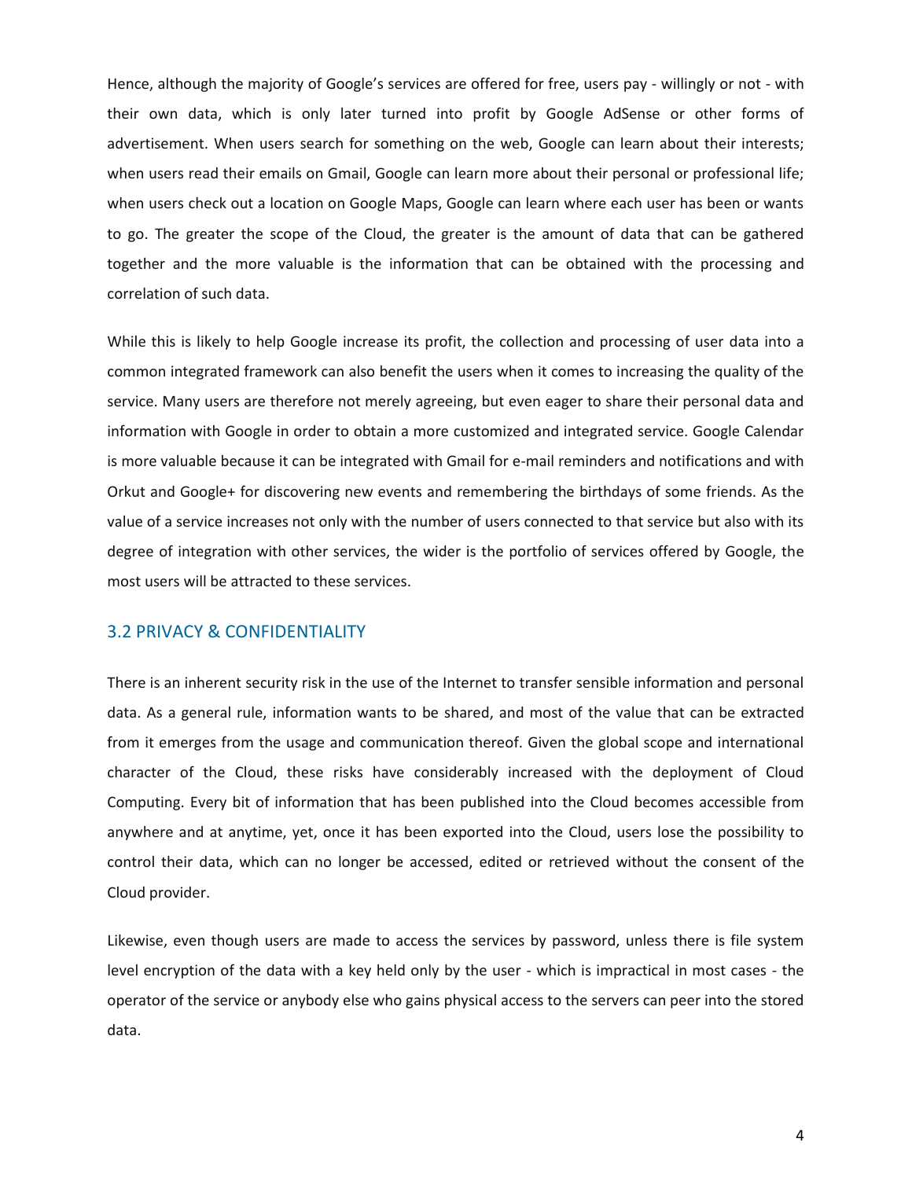Hence, although the majority of Google's services are offered for free, users pay - willingly or not - with their own data, which is only later turned into profit by Google AdSense or other forms of advertisement. When users search for something on the web, Google can learn about their interests; when users read their emails on Gmail, Google can learn more about their personal or professional life; when users check out a location on Google Maps, Google can learn where each user has been or wants to go. The greater the scope of the Cloud, the greater is the amount of data that can be gathered together and the more valuable is the information that can be obtained with the processing and correlation of such data.

While this is likely to help Google increase its profit, the collection and processing of user data into a common integrated framework can also benefit the users when it comes to increasing the quality of the service. Many users are therefore not merely agreeing, but even eager to share their personal data and information with Google in order to obtain a more customized and integrated service. Google Calendar is more valuable because it can be integrated with Gmail for e-mail reminders and notifications and with Orkut and Google+ for discovering new events and remembering the birthdays of some friends. As the value of a service increases not only with the number of users connected to that service but also with its degree of integration with other services, the wider is the portfolio of services offered by Google, the most users will be attracted to these services.

## 3.2 PRIVACY & CONFIDENTIALITY

There is an inherent security risk in the use of the Internet to transfer sensible information and personal data. As a general rule, information wants to be shared, and most of the value that can be extracted from it emerges from the usage and communication thereof. Given the global scope and international character of the Cloud, these risks have considerably increased with the deployment of Cloud Computing. Every bit of information that has been published into the Cloud becomes accessible from anywhere and at anytime, yet, once it has been exported into the Cloud, users lose the possibility to control their data, which can no longer be accessed, edited or retrieved without the consent of the Cloud provider.

Likewise, even though users are made to access the services by password, unless there is file system level encryption of the data with a key held only by the user - which is impractical in most cases - the operator of the service or anybody else who gains physical access to the servers can peer into the stored data.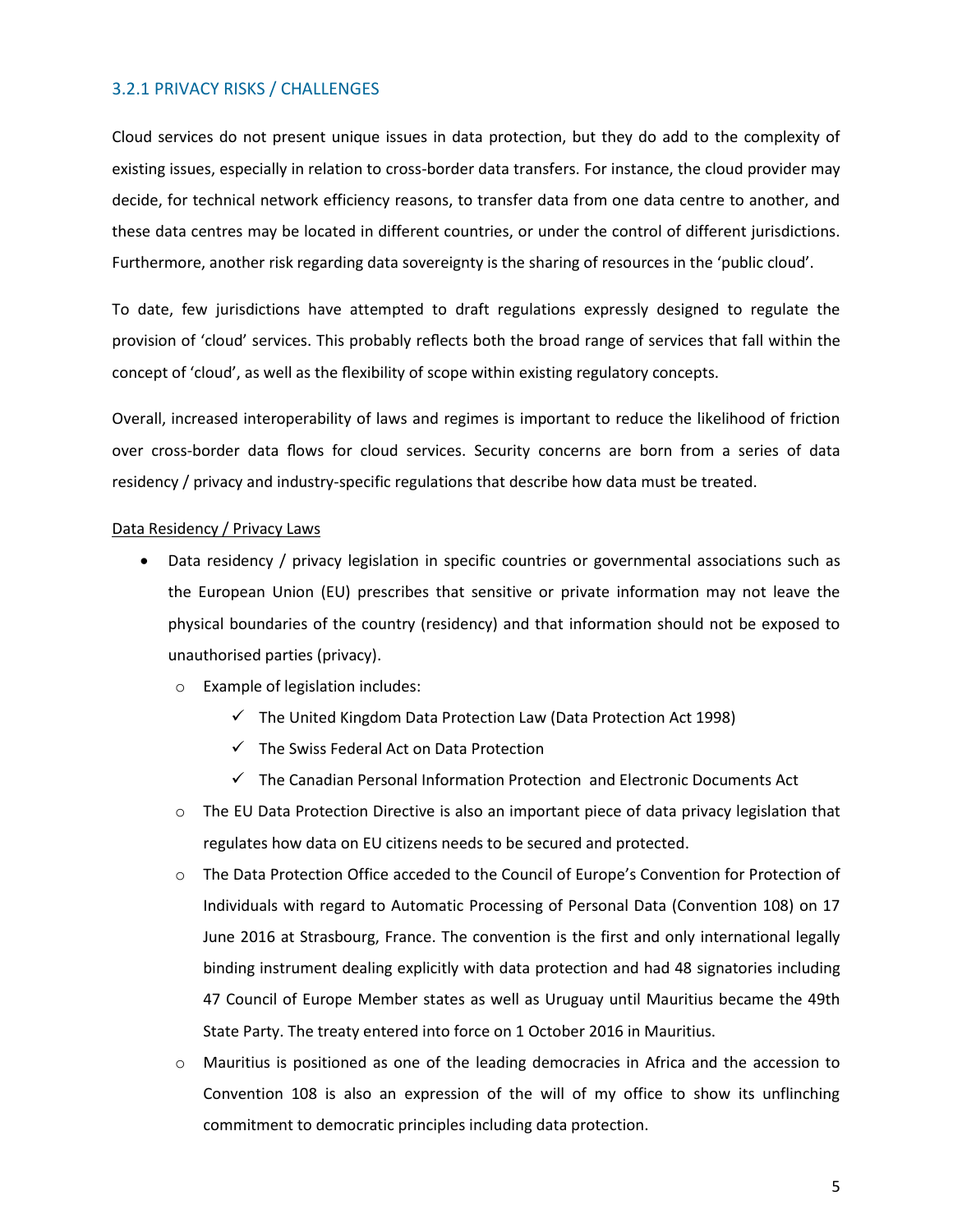### 3.2.1 PRIVACY RISKS / CHALLENGES

Cloud services do not present unique issues in data protection, but they do add to the complexity of existing issues, especially in relation to cross-border data transfers. For instance, the cloud provider may decide, for technical network efficiency reasons, to transfer data from one data centre to another, and these data centres may be located in different countries, or under the control of different jurisdictions. Furthermore, another risk regarding data sovereignty is the sharing of resources in the 'public cloud'.

To date, few jurisdictions have attempted to draft regulations expressly designed to regulate the provision of 'cloud' services. This probably reflects both the broad range of services that fall within the concept of 'cloud', as well as the flexibility of scope within existing regulatory concepts.

Overall, increased interoperability of laws and regimes is important to reduce the likelihood of friction over cross-border data flows for cloud services. Security concerns are born from a series of data residency / privacy and industry-specific regulations that describe how data must be treated.

<u>Data Residency / Privacy Laws</u>

- Data residency / privacy legislation in specific countries or governmental associations such as the European Union (EU) prescribes that sensitive or private information may not leave the physical boundaries of the country (residency) and that information should not be exposed to unauthorised parties (privacy).
  - Example of legislation includes:
    - ✓ The United Kingdom Data Protection Law (Data Protection Act 1998)
    - ✓ The Swiss Federal Act on Data Protection
    - ✓ The Canadian Personal Information Protection and Electronic Documents Act
  - The EU Data Protection Directive is also an important piece of data privacy legislation that regulates how data on EU citizens needs to be secured and protected.
  - The Data Protection Office acceded to the Council of Europe's Convention for Protection of Individuals with regard to Automatic Processing of Personal Data (Convention 108) on 17 June 2016 at Strasbourg, France. The convention is the first and only international legally binding instrument dealing explicitly with data protection and had 48 signatories including 47 Council of Europe Member states as well as Uruguay until Mauritius became the 49th State Party. The treaty entered into force on 1 October 2016 in Mauritius.
  - Mauritius is positioned as one of the leading democracies in Africa and the accession to Convention 108 is also an expression of the will of my office to show its unflinching commitment to democratic principles including data protection.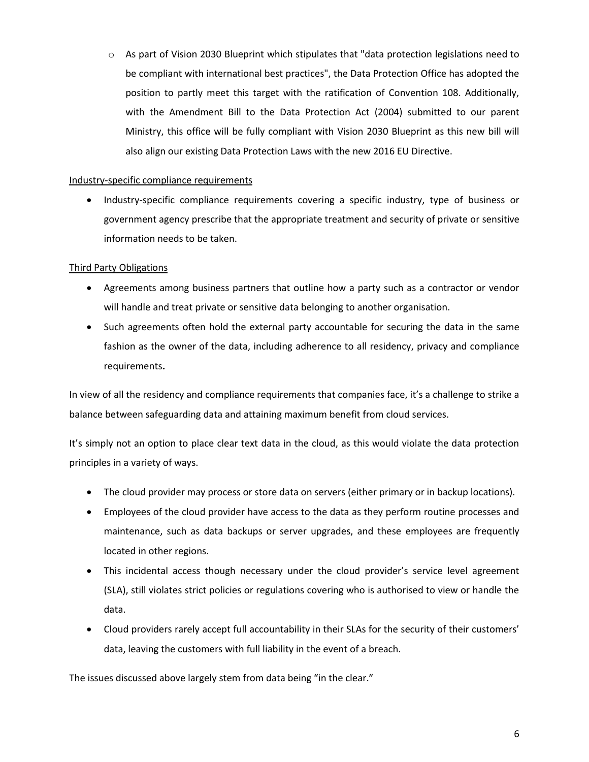- As part of Vision 2030 Blueprint which stipulates that "data protection legislations need to be compliant with international best practices", the Data Protection Office has adopted the position to partly meet this target with the ratification of Convention 108. Additionally, with the Amendment Bill to the Data Protection Act (2004) submitted to our parent Ministry, this office will be fully compliant with Vision 2030 Blueprint as this new bill will also align our existing Data Protection Laws with the new 2016 EU Directive.

<u>Industry-specific compliance requirements</u>

- Industry-specific compliance requirements covering a specific industry, type of business or government agency prescribe that the appropriate treatment and security of private or sensitive information needs to be taken.

<u>Third Party Obligations</u>

- Agreements among business partners that outline how a party such as a contractor or vendor will handle and treat private or sensitive data belonging to another organisation.
- Such agreements often hold the external party accountable for securing the data in the same fashion as the owner of the data, including adherence to all residency, privacy and compliance requirements.

In view of all the residency and compliance requirements that companies face, it's a challenge to strike a balance between safeguarding data and attaining maximum benefit from cloud services.

It's simply not an option to place clear text data in the cloud, as this would violate the data protection principles in a variety of ways.

- The cloud provider may process or store data on servers (either primary or in backup locations).
- Employees of the cloud provider have access to the data as they perform routine processes and maintenance, such as data backups or server upgrades, and these employees are frequently located in other regions.
- This incidental access though necessary under the cloud provider's service level agreement (SLA), still violates strict policies or regulations covering who is authorised to view or handle the data.
- Cloud providers rarely accept full accountability in their SLAs for the security of their customers' data, leaving the customers with full liability in the event of a breach.

The issues discussed above largely stem from data being "in the clear."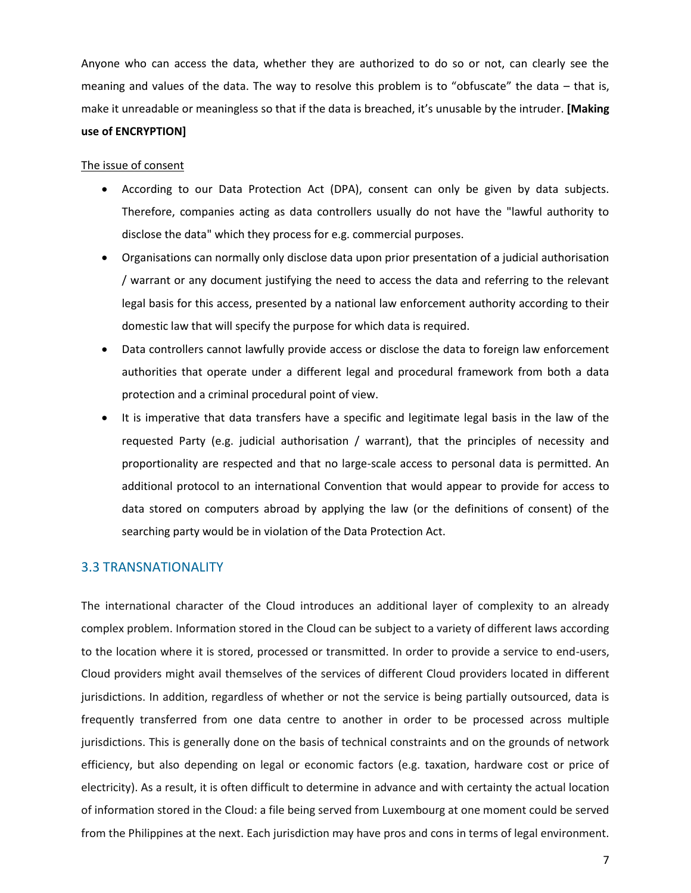Anyone who can access the data, whether they are authorized to do so or not, can clearly see the meaning and values of the data. The way to resolve this problem is to "obfuscate" the data – that is, make it unreadable or meaningless so that if the data is breached, it's unusable by the intruder. **[Making use of ENCRYPTION]**

<u>The issue of consent</u>

- According to our Data Protection Act (DPA), consent can only be given by data subjects. Therefore, companies acting as data controllers usually do not have the "lawful authority to disclose the data" which they process for e.g. commercial purposes.
- Organisations can normally only disclose data upon prior presentation of a judicial authorisation / warrant or any document justifying the need to access the data and referring to the relevant legal basis for this access, presented by a national law enforcement authority according to their domestic law that will specify the purpose for which data is required.
- Data controllers cannot lawfully provide access or disclose the data to foreign law enforcement authorities that operate under a different legal and procedural framework from both a data protection and a criminal procedural point of view.
- It is imperative that data transfers have a specific and legitimate legal basis in the law of the requested Party (e.g. judicial authorisation / warrant), that the principles of necessity and proportionality are respected and that no large-scale access to personal data is permitted. An additional protocol to an international Convention that would appear to provide for access to data stored on computers abroad by applying the law (or the definitions of consent) of the searching party would be in violation of the Data Protection Act.

## 3.3 TRANSNATIONALITY

The international character of the Cloud introduces an additional layer of complexity to an already complex problem. Information stored in the Cloud can be subject to a variety of different laws according to the location where it is stored, processed or transmitted. In order to provide a service to end-users, Cloud providers might avail themselves of the services of different Cloud providers located in different jurisdictions. In addition, regardless of whether or not the service is being partially outsourced, data is frequently transferred from one data centre to another in order to be processed across multiple jurisdictions. This is generally done on the basis of technical constraints and on the grounds of network efficiency, but also depending on legal or economic factors (e.g. taxation, hardware cost or price of electricity). As a result, it is often difficult to determine in advance and with certainty the actual location of information stored in the Cloud: a file being served from Luxembourg at one moment could be served from the Philippines at the next. Each jurisdiction may have pros and cons in terms of legal environment.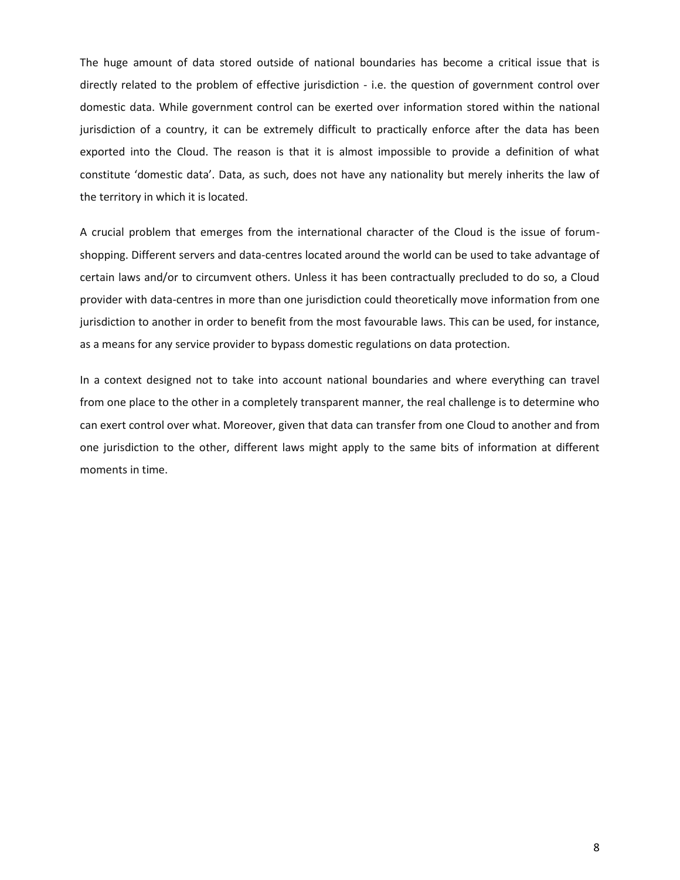The huge amount of data stored outside of national boundaries has become a critical issue that is directly related to the problem of effective jurisdiction - i.e. the question of government control over domestic data. While government control can be exerted over information stored within the national jurisdiction of a country, it can be extremely difficult to practically enforce after the data has been exported into the Cloud. The reason is that it is almost impossible to provide a definition of what constitute 'domestic data'. Data, as such, does not have any nationality but merely inherits the law of the territory in which it is located.

A crucial problem that emerges from the international character of the Cloud is the issue of forum-shopping. Different servers and data-centres located around the world can be used to take advantage of certain laws and/or to circumvent others. Unless it has been contractually precluded to do so, a Cloud provider with data-centres in more than one jurisdiction could theoretically move information from one jurisdiction to another in order to benefit from the most favourable laws. This can be used, for instance, as a means for any service provider to bypass domestic regulations on data protection.

In a context designed not to take into account national boundaries and where everything can travel from one place to the other in a completely transparent manner, the real challenge is to determine who can exert control over what. Moreover, given that data can transfer from one Cloud to another and from one jurisdiction to the other, different laws might apply to the same bits of information at different moments in time.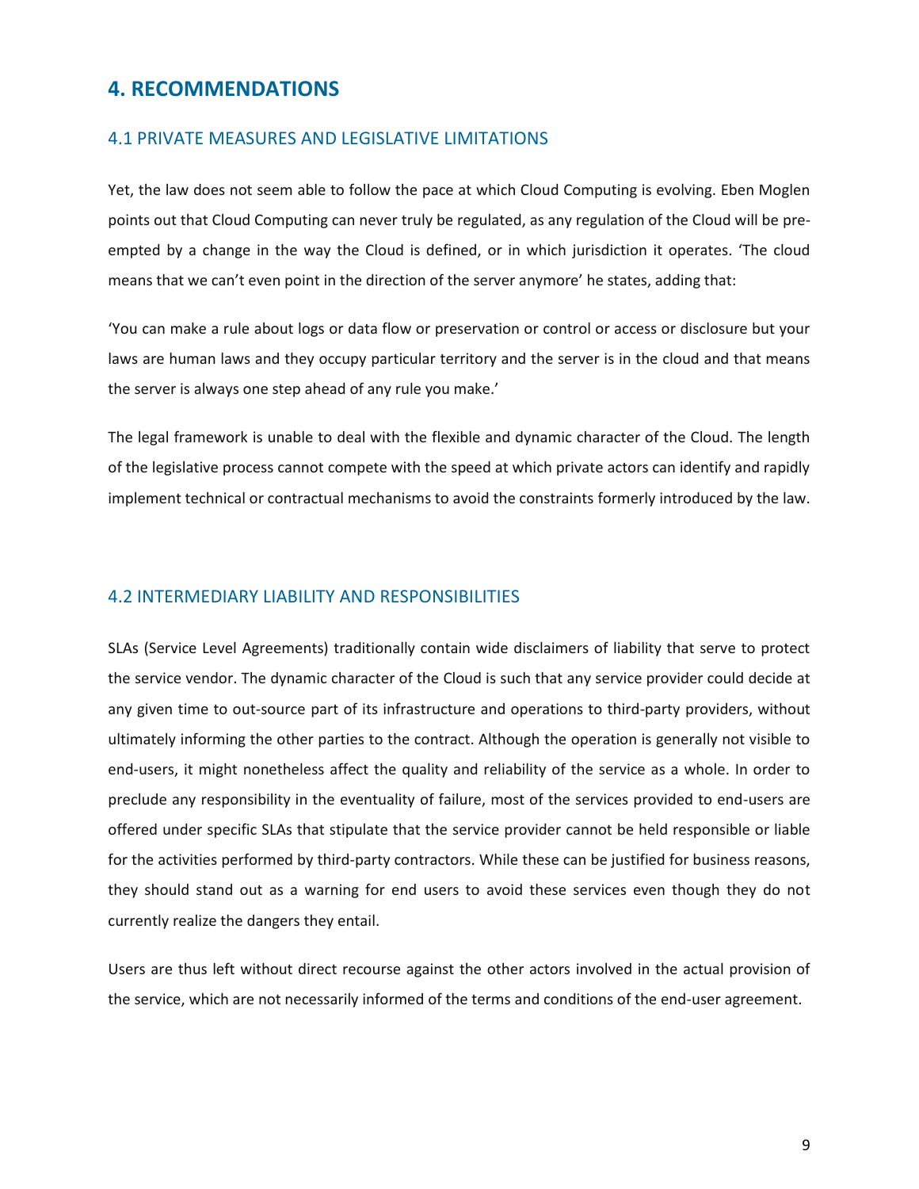## 4. RECOMMENDATIONS

### 4.1 PRIVATE MEASURES AND LEGISLATIVE LIMITATIONS

Yet, the law does not seem able to follow the pace at which Cloud Computing is evolving. Eben Moglen points out that Cloud Computing can never truly be regulated, as any regulation of the Cloud will be pre-empted by a change in the way the Cloud is defined, or in which jurisdiction it operates. 'The cloud means that we can't even point in the direction of the server anymore' he states, adding that:

'You can make a rule about logs or data flow or preservation or control or access or disclosure but your laws are human laws and they occupy particular territory and the server is in the cloud and that means the server is always one step ahead of any rule you make.'

The legal framework is unable to deal with the flexible and dynamic character of the Cloud. The length of the legislative process cannot compete with the speed at which private actors can identify and rapidly implement technical or contractual mechanisms to avoid the constraints formerly introduced by the law.

### 4.2 INTERMEDIARY LIABILITY AND RESPONSIBILITIES

SLAs (Service Level Agreements) traditionally contain wide disclaimers of liability that serve to protect the service vendor. The dynamic character of the Cloud is such that any service provider could decide at any given time to out-source part of its infrastructure and operations to third-party providers, without ultimately informing the other parties to the contract. Although the operation is generally not visible to end-users, it might nonetheless affect the quality and reliability of the service as a whole. In order to preclude any responsibility in the eventuality of failure, most of the services provided to end-users are offered under specific SLAs that stipulate that the service provider cannot be held responsible or liable for the activities performed by third-party contractors. While these can be justified for business reasons, they should stand out as a warning for end users to avoid these services even though they do not currently realize the dangers they entail.

Users are thus left without direct recourse against the other actors involved in the actual provision of the service, which are not necessarily informed of the terms and conditions of the end-user agreement.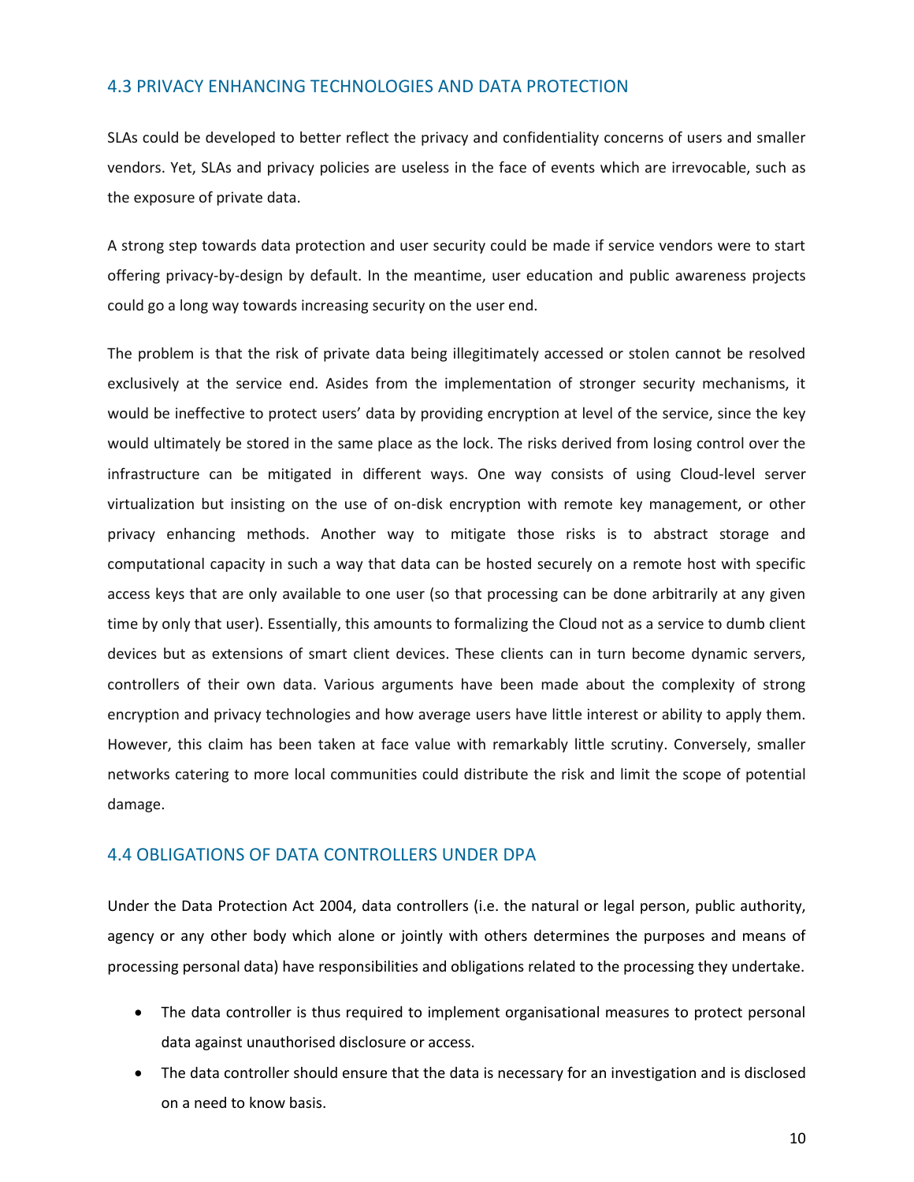## 4.3 PRIVACY ENHANCING TECHNOLOGIES AND DATA PROTECTION

SLAs could be developed to better reflect the privacy and confidentiality concerns of users and smaller vendors. Yet, SLAs and privacy policies are useless in the face of events which are irrevocable, such as the exposure of private data.

A strong step towards data protection and user security could be made if service vendors were to start offering privacy-by-design by default. In the meantime, user education and public awareness projects could go a long way towards increasing security on the user end.

The problem is that the risk of private data being illegitimately accessed or stolen cannot be resolved exclusively at the service end. Asides from the implementation of stronger security mechanisms, it would be ineffective to protect users' data by providing encryption at level of the service, since the key would ultimately be stored in the same place as the lock. The risks derived from losing control over the infrastructure can be mitigated in different ways. One way consists of using Cloud-level server virtualization but insisting on the use of on-disk encryption with remote key management, or other privacy enhancing methods. Another way to mitigate those risks is to abstract storage and computational capacity in such a way that data can be hosted securely on a remote host with specific access keys that are only available to one user (so that processing can be done arbitrarily at any given time by only that user). Essentially, this amounts to formalizing the Cloud not as a service to dumb client devices but as extensions of smart client devices. These clients can in turn become dynamic servers, controllers of their own data. Various arguments have been made about the complexity of strong encryption and privacy technologies and how average users have little interest or ability to apply them. However, this claim has been taken at face value with remarkably little scrutiny. Conversely, smaller networks catering to more local communities could distribute the risk and limit the scope of potential damage.

## 4.4 OBLIGATIONS OF DATA CONTROLLERS UNDER DPA

Under the Data Protection Act 2004, data controllers (i.e. the natural or legal person, public authority, agency or any other body which alone or jointly with others determines the purposes and means of processing personal data) have responsibilities and obligations related to the processing they undertake.

- The data controller is thus required to implement organisational measures to protect personal data against unauthorised disclosure or access.
- The data controller should ensure that the data is necessary for an investigation and is disclosed on a need to know basis.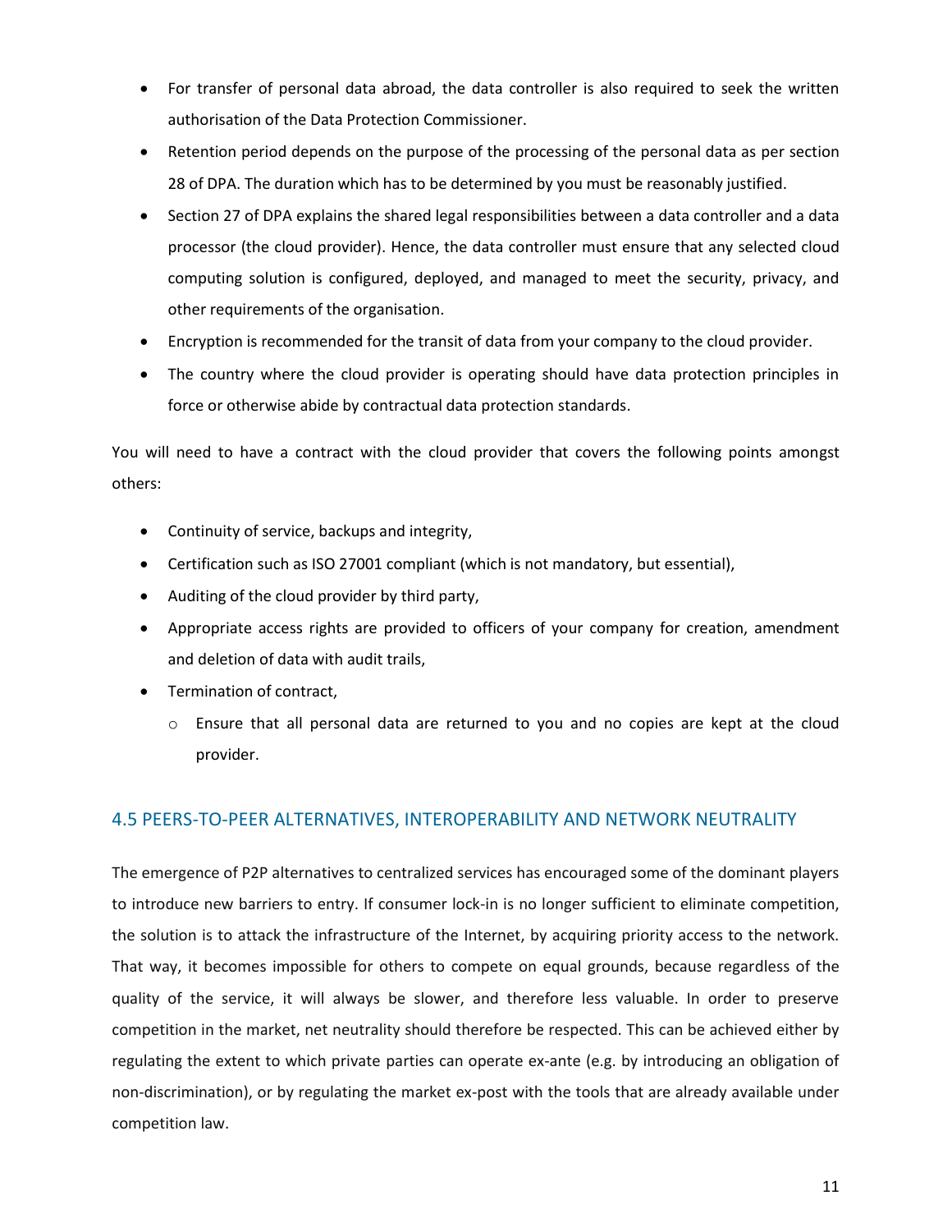- For transfer of personal data abroad, the data controller is also required to seek the written authorisation of the Data Protection Commissioner.
- Retention period depends on the purpose of the processing of the personal data as per section 28 of DPA. The duration which has to be determined by you must be reasonably justified.
- Section 27 of DPA explains the shared legal responsibilities between a data controller and a data processor (the cloud provider). Hence, the data controller must ensure that any selected cloud computing solution is configured, deployed, and managed to meet the security, privacy, and other requirements of the organisation.
- Encryption is recommended for the transit of data from your company to the cloud provider.
- The country where the cloud provider is operating should have data protection principles in force or otherwise abide by contractual data protection standards.

You will need to have a contract with the cloud provider that covers the following points amongst others:

- Continuity of service, backups and integrity,
- Certification such as ISO 27001 compliant (which is not mandatory, but essential),
- Auditing of the cloud provider by third party,
- Appropriate access rights are provided to officers of your company for creation, amendment and deletion of data with audit trails,
- Termination of contract,
    - Ensure that all personal data are returned to you and no copies are kept at the cloud provider.

## 4.5 PEERS-TO-PEER ALTERNATIVES, INTEROPERABILITY AND NETWORK NEUTRALITY

The emergence of P2P alternatives to centralized services has encouraged some of the dominant players to introduce new barriers to entry. If consumer lock-in is no longer sufficient to eliminate competition, the solution is to attack the infrastructure of the Internet, by acquiring priority access to the network. That way, it becomes impossible for others to compete on equal grounds, because regardless of the quality of the service, it will always be slower, and therefore less valuable. In order to preserve competition in the market, net neutrality should therefore be respected. This can be achieved either by regulating the extent to which private parties can operate ex-ante (e.g. by introducing an obligation of non-discrimination), or by regulating the market ex-post with the tools that are already available under competition law.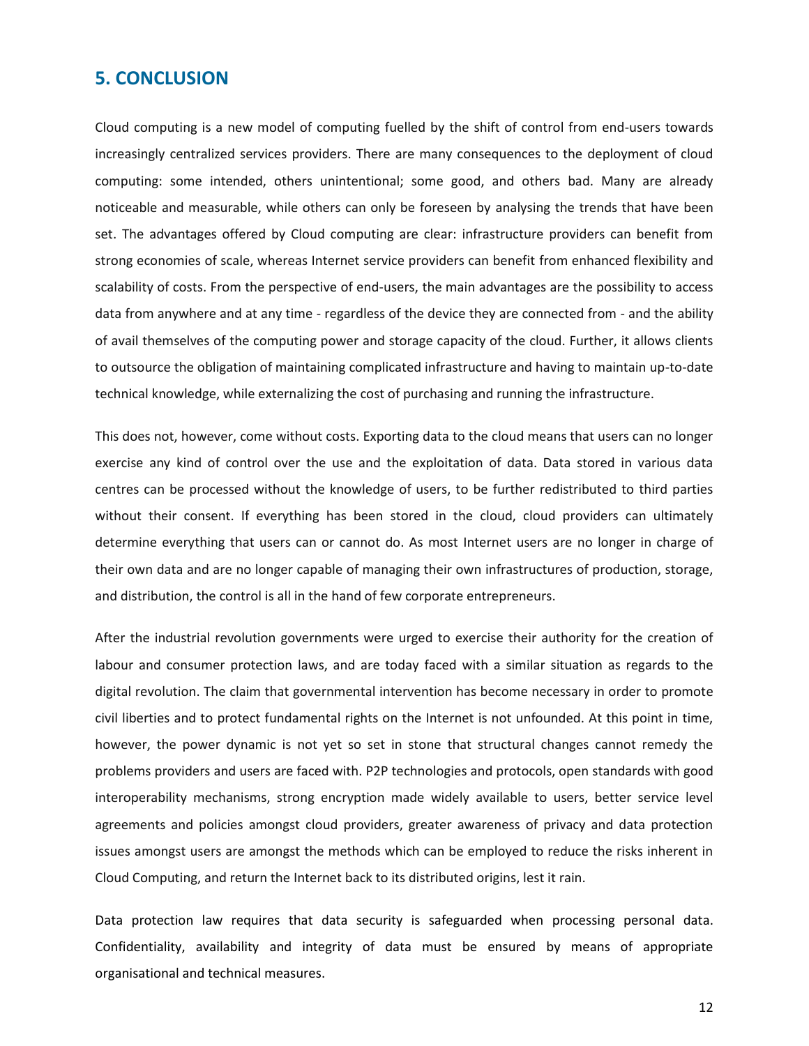## 5. CONCLUSION

Cloud computing is a new model of computing fuelled by the shift of control from end-users towards increasingly centralized services providers. There are many consequences to the deployment of cloud computing: some intended, others unintentional; some good, and others bad. Many are already noticeable and measurable, while others can only be foreseen by analysing the trends that have been set. The advantages offered by Cloud computing are clear: infrastructure providers can benefit from strong economies of scale, whereas Internet service providers can benefit from enhanced flexibility and scalability of costs. From the perspective of end-users, the main advantages are the possibility to access data from anywhere and at any time - regardless of the device they are connected from - and the ability of avail themselves of the computing power and storage capacity of the cloud. Further, it allows clients to outsource the obligation of maintaining complicated infrastructure and having to maintain up-to-date technical knowledge, while externalizing the cost of purchasing and running the infrastructure.

This does not, however, come without costs. Exporting data to the cloud means that users can no longer exercise any kind of control over the use and the exploitation of data. Data stored in various data centres can be processed without the knowledge of users, to be further redistributed to third parties without their consent. If everything has been stored in the cloud, cloud providers can ultimately determine everything that users can or cannot do. As most Internet users are no longer in charge of their own data and are no longer capable of managing their own infrastructures of production, storage, and distribution, the control is all in the hand of few corporate entrepreneurs.

After the industrial revolution governments were urged to exercise their authority for the creation of labour and consumer protection laws, and are today faced with a similar situation as regards to the digital revolution. The claim that governmental intervention has become necessary in order to promote civil liberties and to protect fundamental rights on the Internet is not unfounded. At this point in time, however, the power dynamic is not yet so set in stone that structural changes cannot remedy the problems providers and users are faced with. P2P technologies and protocols, open standards with good interoperability mechanisms, strong encryption made widely available to users, better service level agreements and policies amongst cloud providers, greater awareness of privacy and data protection issues amongst users are amongst the methods which can be employed to reduce the risks inherent in Cloud Computing, and return the Internet back to its distributed origins, lest it rain.

Data protection law requires that data security is safeguarded when processing personal data. Confidentiality, availability and integrity of data must be ensured by means of appropriate organisational and technical measures.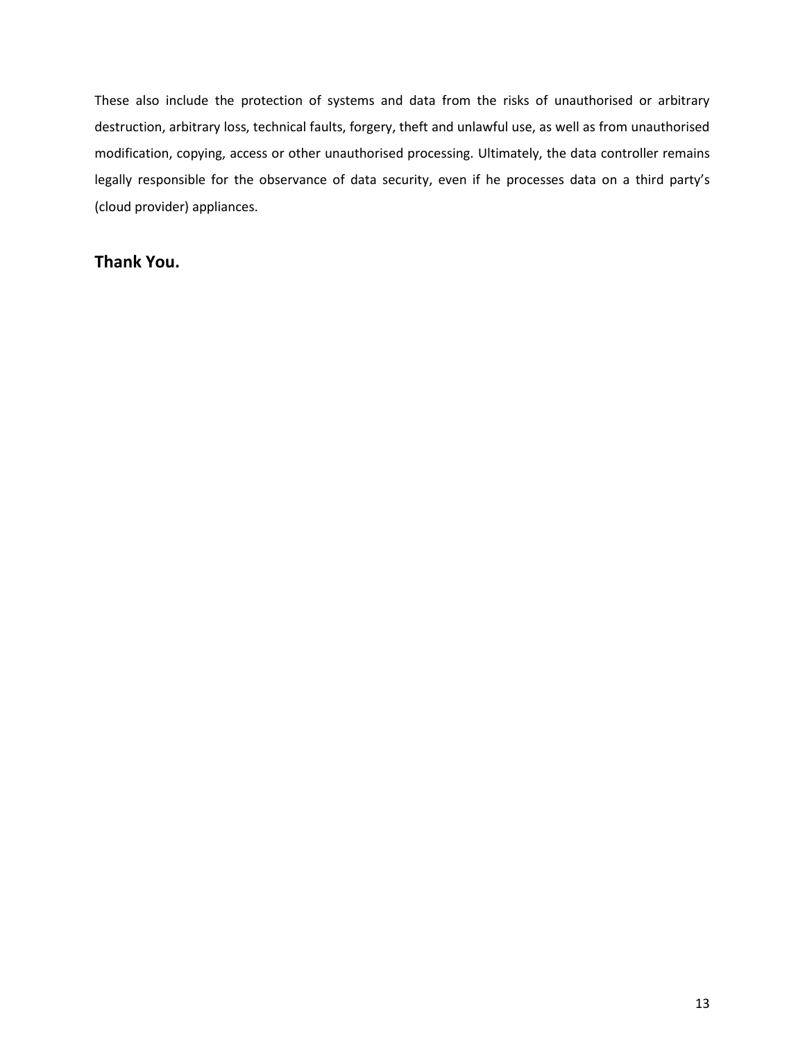These also include the protection of systems and data from the risks of unauthorised or arbitrary destruction, arbitrary loss, technical faults, forgery, theft and unlawful use, as well as from unauthorised modification, copying, access or other unauthorised processing. Ultimately, the data controller remains legally responsible for the observance of data security, even if he processes data on a third party's (cloud provider) appliances.

## Thank You.